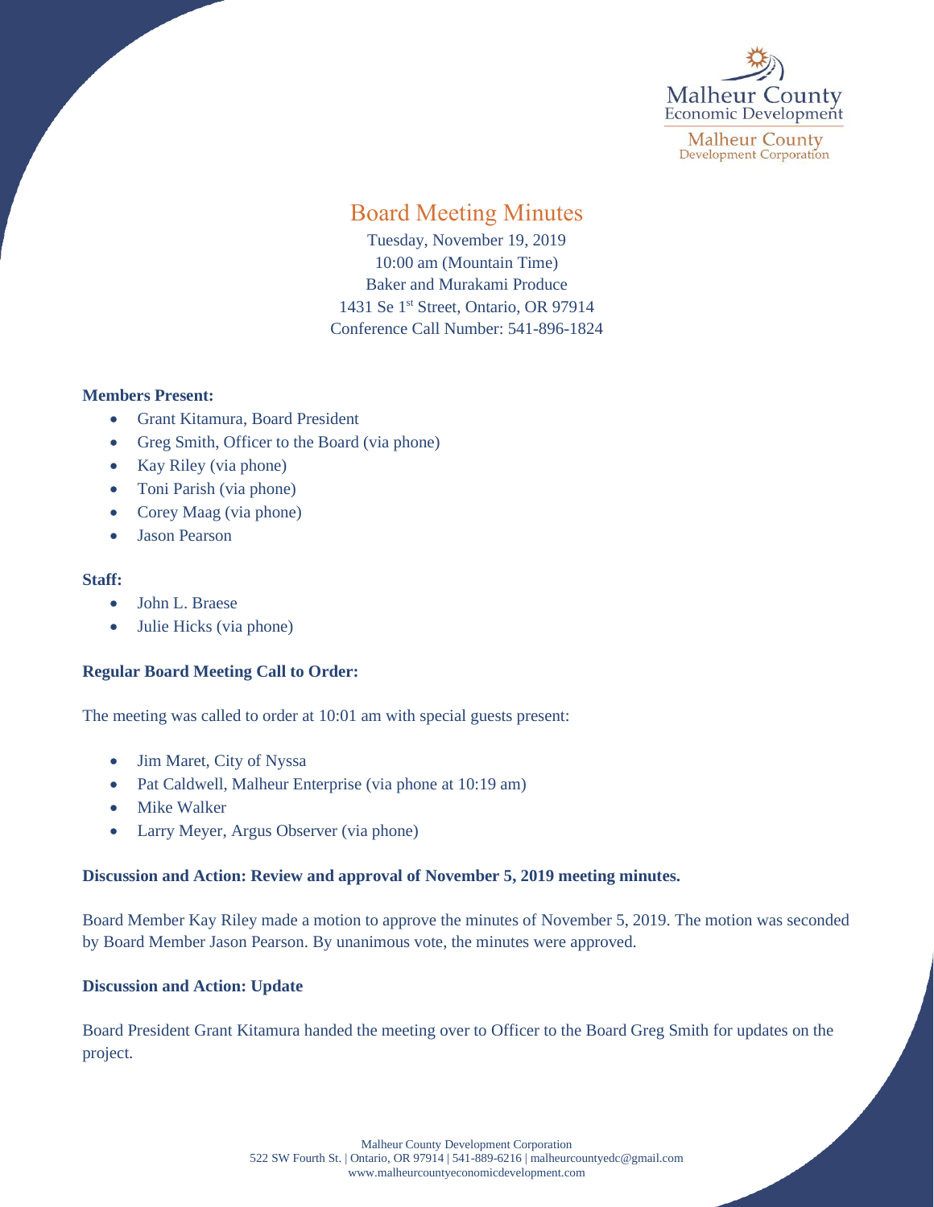# Board Meeting Minutes

Tuesday, November 19, 2019
10:00 am (Mountain Time)
Baker and Murakami Produce
1431 Se 1st Street, Ontario, OR 97914
Conference Call Number: 541-896-1824

**Members Present:**

- Grant Kitamura, Board President
- Greg Smith, Officer to the Board (via phone)
- Kay Riley (via phone)
- Toni Parish (via phone)
- Corey Maag (via phone)
- Jason Pearson

**Staff:**

- John L. Braese
- Julie Hicks (via phone)

**Regular Board Meeting Call to Order:**

The meeting was called to order at 10:01 am with special guests present:

- Jim Maret, City of Nyssa
- Pat Caldwell, Malheur Enterprise (via phone at 10:19 am)
- Mike Walker
- Larry Meyer, Argus Observer (via phone)

**Discussion and Action: Review and approval of November 5, 2019 meeting minutes.**

Board Member Kay Riley made a motion to approve the minutes of November 5, 2019. The motion was seconded by Board Member Jason Pearson. By unanimous vote, the minutes were approved.

**Discussion and Action: Update**

Board President Grant Kitamura handed the meeting over to Officer to the Board Greg Smith for updates on the project.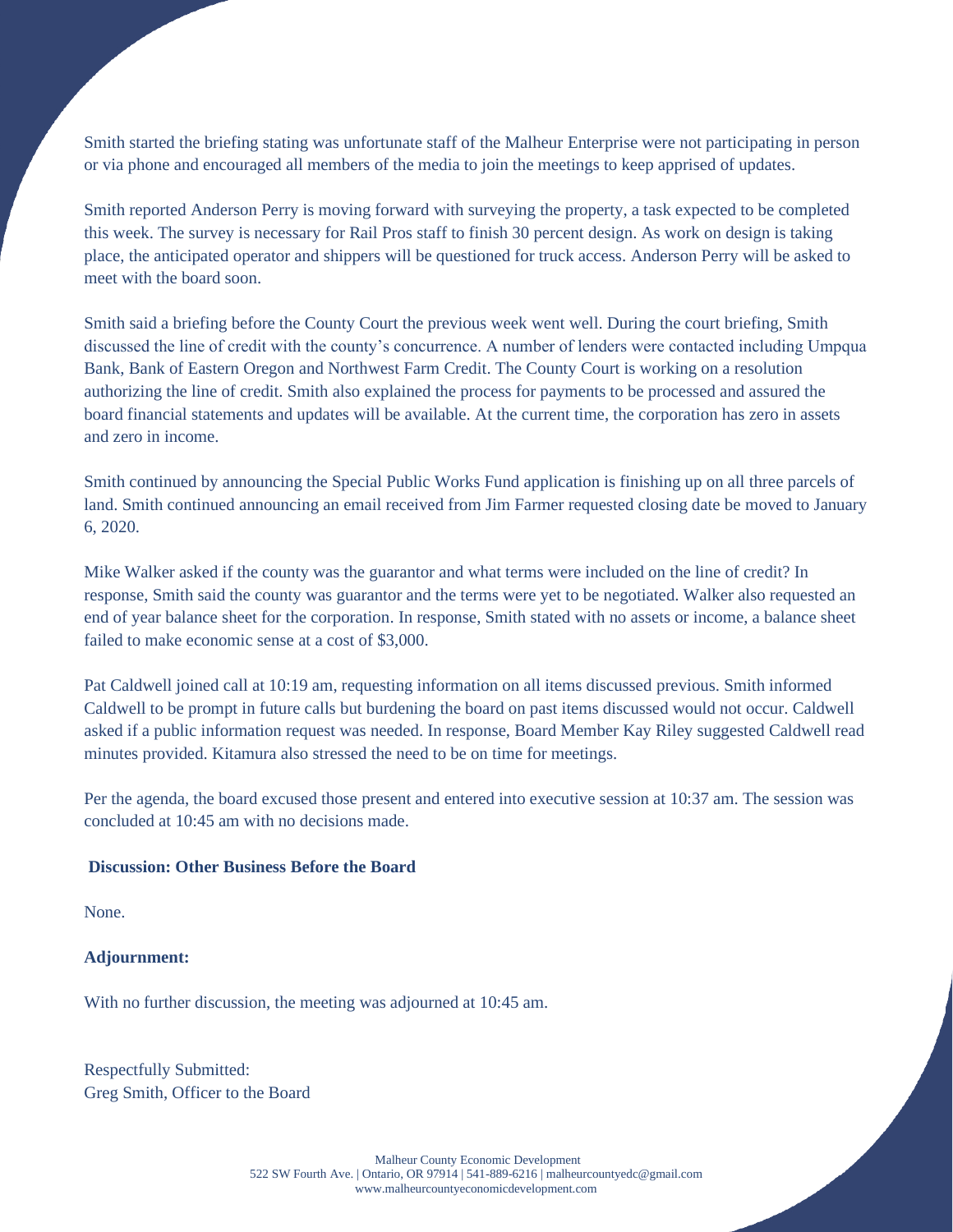Smith started the briefing stating was unfortunate staff of the Malheur Enterprise were not participating in person or via phone and encouraged all members of the media to join the meetings to keep apprised of updates.

Smith reported Anderson Perry is moving forward with surveying the property, a task expected to be completed this week. The survey is necessary for Rail Pros staff to finish 30 percent design. As work on design is taking place, the anticipated operator and shippers will be questioned for truck access. Anderson Perry will be asked to meet with the board soon.

Smith said a briefing before the County Court the previous week went well. During the court briefing, Smith discussed the line of credit with the county's concurrence. A number of lenders were contacted including Umpqua Bank, Bank of Eastern Oregon and Northwest Farm Credit. The County Court is working on a resolution authorizing the line of credit. Smith also explained the process for payments to be processed and assured the board financial statements and updates will be available. At the current time, the corporation has zero in assets and zero in income.

Smith continued by announcing the Special Public Works Fund application is finishing up on all three parcels of land. Smith continued announcing an email received from Jim Farmer requested closing date be moved to January 6, 2020.

Mike Walker asked if the county was the guarantor and what terms were included on the line of credit? In response, Smith said the county was guarantor and the terms were yet to be negotiated. Walker also requested an end of year balance sheet for the corporation. In response, Smith stated with no assets or income, a balance sheet failed to make economic sense at a cost of $3,000.

Pat Caldwell joined call at 10:19 am, requesting information on all items discussed previous. Smith informed Caldwell to be prompt in future calls but burdening the board on past items discussed would not occur. Caldwell asked if a public information request was needed. In response, Board Member Kay Riley suggested Caldwell read minutes provided. Kitamura also stressed the need to be on time for meetings.

Per the agenda, the board excused those present and entered into executive session at 10:37 am. The session was concluded at 10:45 am with no decisions made.

**Discussion: Other Business Before the Board**

None.

**Adjournment:**

With no further discussion, the meeting was adjourned at 10:45 am.

Respectfully Submitted:
Greg Smith, Officer to the Board

Malheur County Economic Development
522 SW Fourth Ave. | Ontario, OR 97914 | 541-889-6216 | malheurcountyedc@gmail.com
www.malheurcountyeconomicdevelopment.com